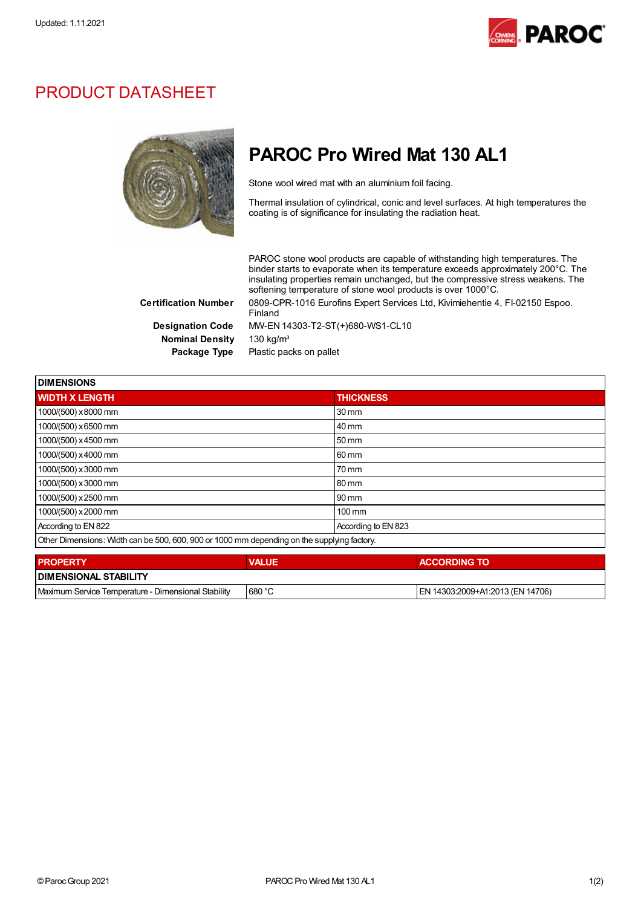Updated: 1.11.2021

# PRODUCT DATASHEET

## PAROC Pro Wired Mat 130 AL1

Stone wool wired mat with an aluminium foil facing.

Thermal insulation of cylindrical, conic and level surfaces. At high temperatures the coating is of significance for insulating the radiation heat.

PAROC stone wool products are capable of withstanding high temperatures. The binder starts to evaporate when its temperature exceeds approximately 200°C. The insulating properties remain unchanged, but the compressive stress weakens. The softening temperature of stone wool products is over 1000°C.

**Certification Number** 0809-CPR-1016 Eurofins Expert Services Ltd, Kivimiehentie 4, FI-02150 Espoo. Finland

**Designation Code** MW-EN 14303-T2-ST(+)680-WS1-CL10

**Nominal Density** 130 kg/m³

**Package Type** Plastic packs on pallet

| DIMENSIONS | |
|---|---|
| **WIDTH X LENGTH** | **THICKNESS** |
| 1000/(500) x 8000 mm | 30 mm |
| 1000/(500) x 6500 mm | 40 mm |
| 1000/(500) x 4500 mm | 50 mm |
| 1000/(500) x 4000 mm | 60 mm |
| 1000/(500) x 3000 mm | 70 mm |
| 1000/(500) x 3000 mm | 80 mm |
| 1000/(500) x 2500 mm | 90 mm |
| 1000/(500) x 2000 mm | 100 mm |
| According to EN 822 | According to EN 823 |
| Other Dimensions: Width can be 500, 600, 900 or 1000 mm depending on the supplying factory. | |

| PROPERTY | VALUE | ACCORDING TO |
|---|---|---|
| **DIMENSIONAL STABILITY** | | |
| Maximum Service Temperature - Dimensional Stability | 680 °C | EN 14303:2009+A1:2013 (EN 14706) |

© Paroc Group 2021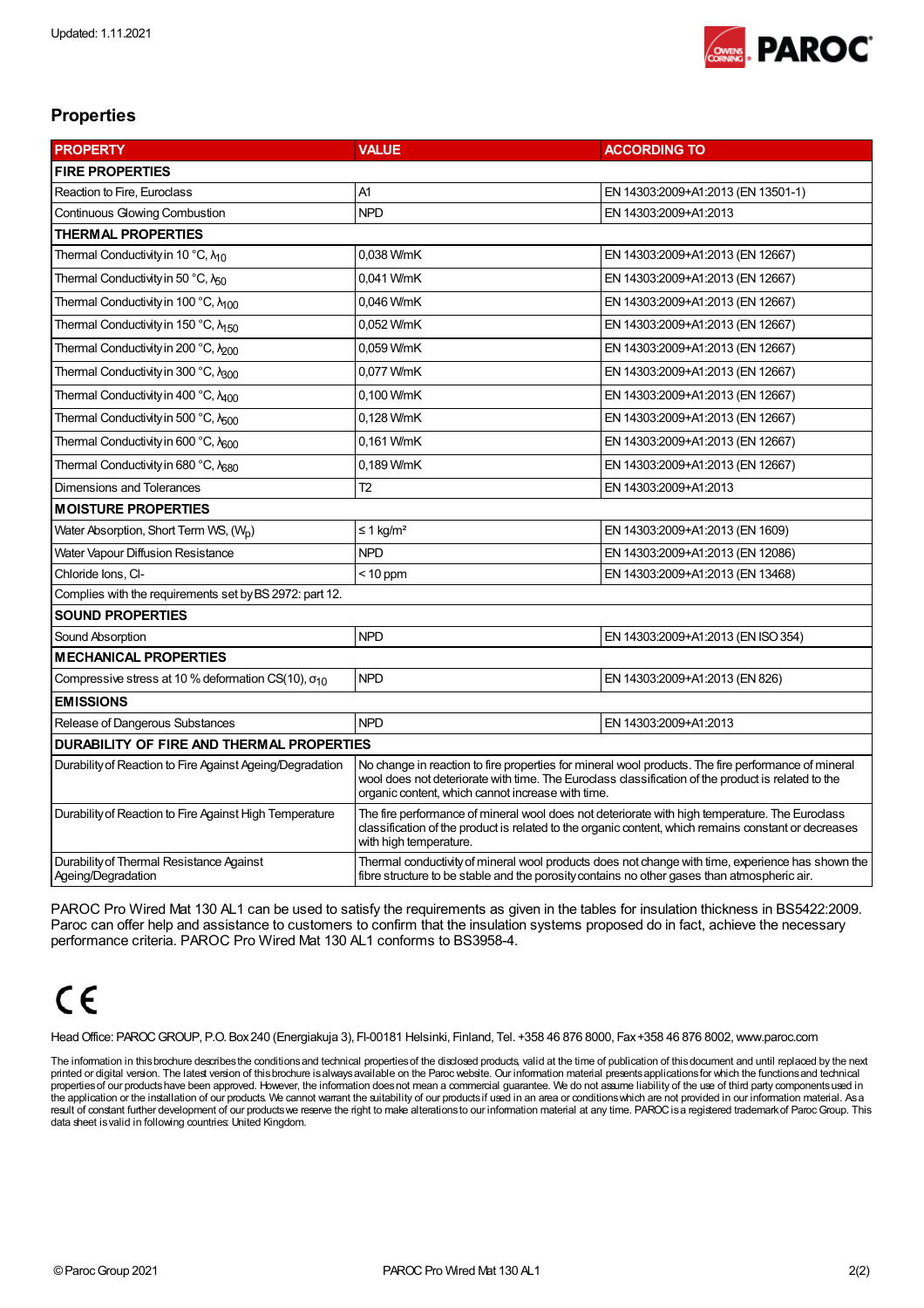Updated: 1.11.2021

## Properties

| PROPERTY | VALUE | ACCORDING TO |
|---|---|---|
| **FIRE PROPERTIES** | | |
| Reaction to Fire, Euroclass | A1 | EN 14303:2009+A1:2013 (EN 13501-1) |
| Continuous Glowing Combustion | NPD | EN 14303:2009+A1:2013 |
| **THERMAL PROPERTIES** | | |
| Thermal Conductivity in 10 °C, $\lambda_{10}$ | 0,038 W/mK | EN 14303:2009+A1:2013 (EN 12667) |
| Thermal Conductivity in 50 °C, $\lambda_{50}$ | 0,041 W/mK | EN 14303:2009+A1:2013 (EN 12667) |
| Thermal Conductivity in 100 °C, $\lambda_{100}$ | 0,046 W/mK | EN 14303:2009+A1:2013 (EN 12667) |
| Thermal Conductivity in 150 °C, $\lambda_{150}$ | 0,052 W/mK | EN 14303:2009+A1:2013 (EN 12667) |
| Thermal Conductivity in 200 °C, $\lambda_{200}$ | 0,059 W/mK | EN 14303:2009+A1:2013 (EN 12667) |
| Thermal Conductivity in 300 °C, $\lambda_{300}$ | 0,077 W/mK | EN 14303:2009+A1:2013 (EN 12667) |
| Thermal Conductivity in 400 °C, $\lambda_{400}$ | 0,100 W/mK | EN 14303:2009+A1:2013 (EN 12667) |
| Thermal Conductivity in 500 °C, $\lambda_{500}$ | 0,128 W/mK | EN 14303:2009+A1:2013 (EN 12667) |
| Thermal Conductivity in 600 °C, $\lambda_{600}$ | 0,161 W/mK | EN 14303:2009+A1:2013 (EN 12667) |
| Thermal Conductivity in 680 °C, $\lambda_{680}$ | 0,189 W/mK | EN 14303:2009+A1:2013 (EN 12667) |
| Dimensions and Tolerances | T2 | EN 14303:2009+A1:2013 |
| **MOISTURE PROPERTIES** | | |
| Water Absorption, Short Term WS, ($W_p$) | ≤ 1 kg/m² | EN 14303:2009+A1:2013 (EN 1609) |
| Water Vapour Diffusion Resistance | NPD | EN 14303:2009+A1:2013 (EN 12086) |
| Chloride Ions, Cl- | < 10 ppm | EN 14303:2009+A1:2013 (EN 13468) |
| Complies with the requirements set by BS 2972: part 12. | | |
| **SOUND PROPERTIES** | | |
| Sound Absorption | NPD | EN 14303:2009+A1:2013 (EN ISO 354) |
| **MECHANICAL PROPERTIES** | | |
| Compressive stress at 10 % deformation CS(10), $\sigma_{10}$ | NPD | EN 14303:2009+A1:2013 (EN 826) |
| **EMISSIONS** | | |
| Release of Dangerous Substances | NPD | EN 14303:2009+A1:2013 |
| **DURABILITY OF FIRE AND THERMAL PROPERTIES** | | |
| Durability of Reaction to Fire Against Ageing/Degradation | No change in reaction to fire properties for mineral wool products. The fire performance of mineral wool does not deteriorate with time. The Euroclass classification of the product is related to the organic content, which cannot increase with time. | |
| Durability of Reaction to Fire Against High Temperature | The fire performance of mineral wool does not deteriorate with high temperature. The Euroclass classification of the product is related to the organic content, which remains constant or decreases with high temperature. | |
| Durability of Thermal Resistance Against Ageing/Degradation | Thermal conductivity of mineral wool products does not change with time, experience has shown the fibre structure to be stable and the porosity contains no other gases than atmospheric air. | |

PAROC Pro Wired Mat 130 AL1 can be used to satisfy the requirements as given in the tables for insulation thickness in BS5422:2009. Paroc can offer help and assistance to customers to confirm that the insulation systems proposed do in fact, achieve the necessary performance criteria. PAROC Pro Wired Mat 130 AL1 conforms to BS3958-4.

CE

Head Office: PAROC GROUP, P.O. Box 240 (Energiakuja 3), FI-00181 Helsinki, Finland, Tel. +358 46 876 8000, Fax +358 46 876 8002, www.paroc.com

The information in this brochure describes the conditions and technical properties of the disclosed products, valid at the time of publication of this document and until replaced by the next printed or digital version. The latest version of this brochure is always available on the Paroc website. Our information material presents applications for which the functions and technical properties of our products have been approved. However, the information does not mean a commercial guarantee. We do not assume liability of the use of third party components used in the application or the installation of our products. We cannot warrant the suitability of our products if used in an area or conditions which are not provided in our information material. As a result of constant further development of our products we reserve the right to make alterations to our information material at any time. PAROC is a registered trademark of Paroc Group. This data sheet is valid in following countries: United Kingdom.